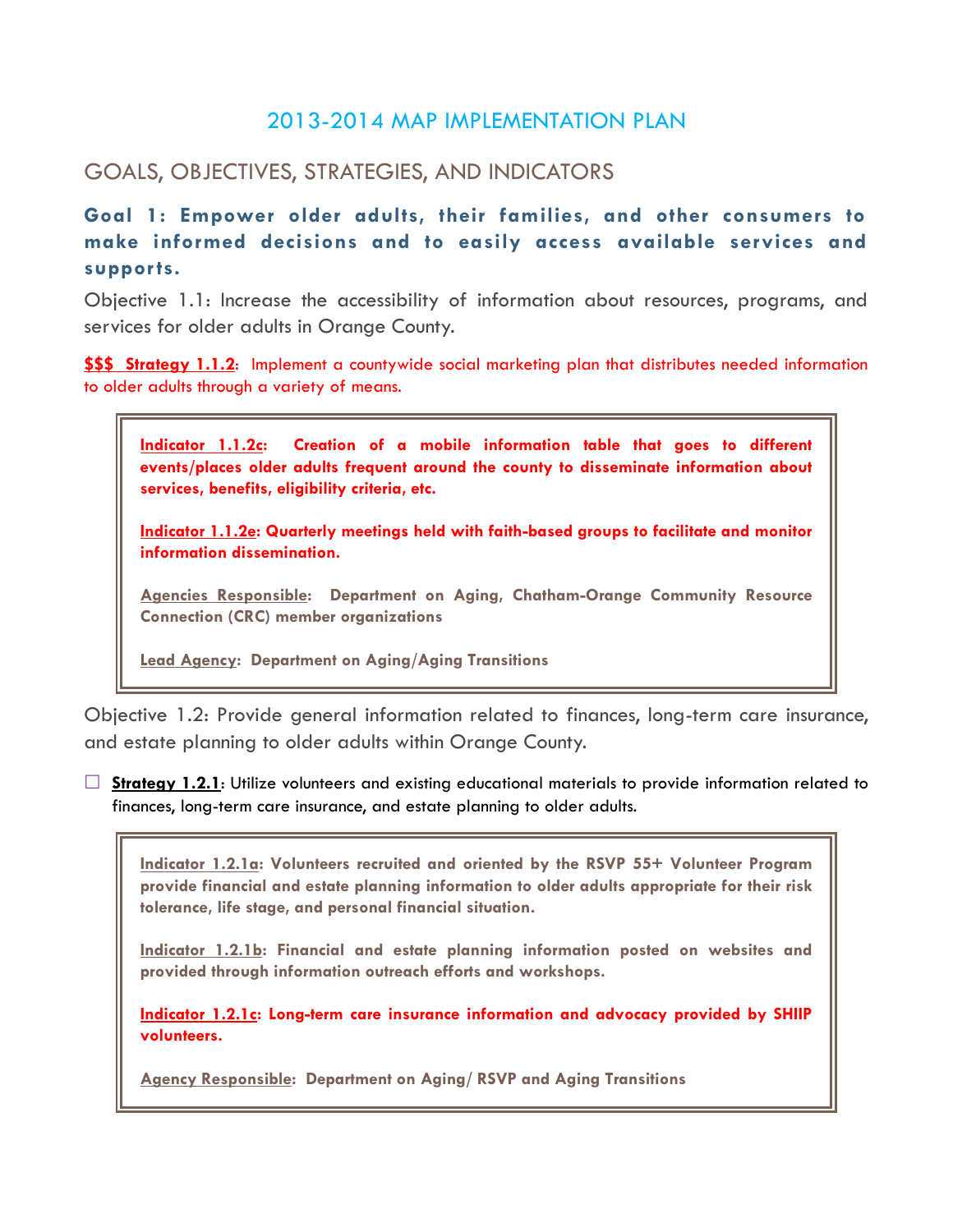# 2013-2014 MAP IMPLEMENTATION PLAN

## GOALS, OBJECTIVES, STRATEGIES, AND INDICATORS

### Goal 1: Empower older adults, their families, and other consumers to make informed decisions and to easily access available services and supports.

Objective 1.1: Increase the accessibility of information about resources, programs, and services for older adults in Orange County.

**$$$ Strategy 1.1.2**: Implement a countywide social marketing plan that distributes needed information to older adults through a variety of means.

> **Indicator 1.1.2c: Creation of a mobile information table that goes to different events/places older adults frequent around the county to disseminate information about services, benefits, eligibility criteria, etc.**
>
> **Indicator 1.1.2e: Quarterly meetings held with faith-based groups to facilitate and monitor information dissemination.**
>
> **Agencies Responsible: Department on Aging, Chatham-Orange Community Resource Connection (CRC) member organizations**
>
> **Lead Agency: Department on Aging/Aging Transitions**

Objective 1.2: Provide general information related to finances, long-term care insurance, and estate planning to older adults within Orange County.

- ☐ **Strategy 1.2.1**: Utilize volunteers and existing educational materials to provide information related to finances, long-term care insurance, and estate planning to older adults.

> **Indicator 1.2.1a: Volunteers recruited and oriented by the RSVP 55+ Volunteer Program provide financial and estate planning information to older adults appropriate for their risk tolerance, life stage, and personal financial situation.**
>
> **Indicator 1.2.1b: Financial and estate planning information posted on websites and provided through information outreach efforts and workshops.**
>
> **Indicator 1.2.1c: Long-term care insurance information and advocacy provided by SHIIP volunteers.**
>
> **Agency Responsible: Department on Aging/ RSVP and Aging Transitions**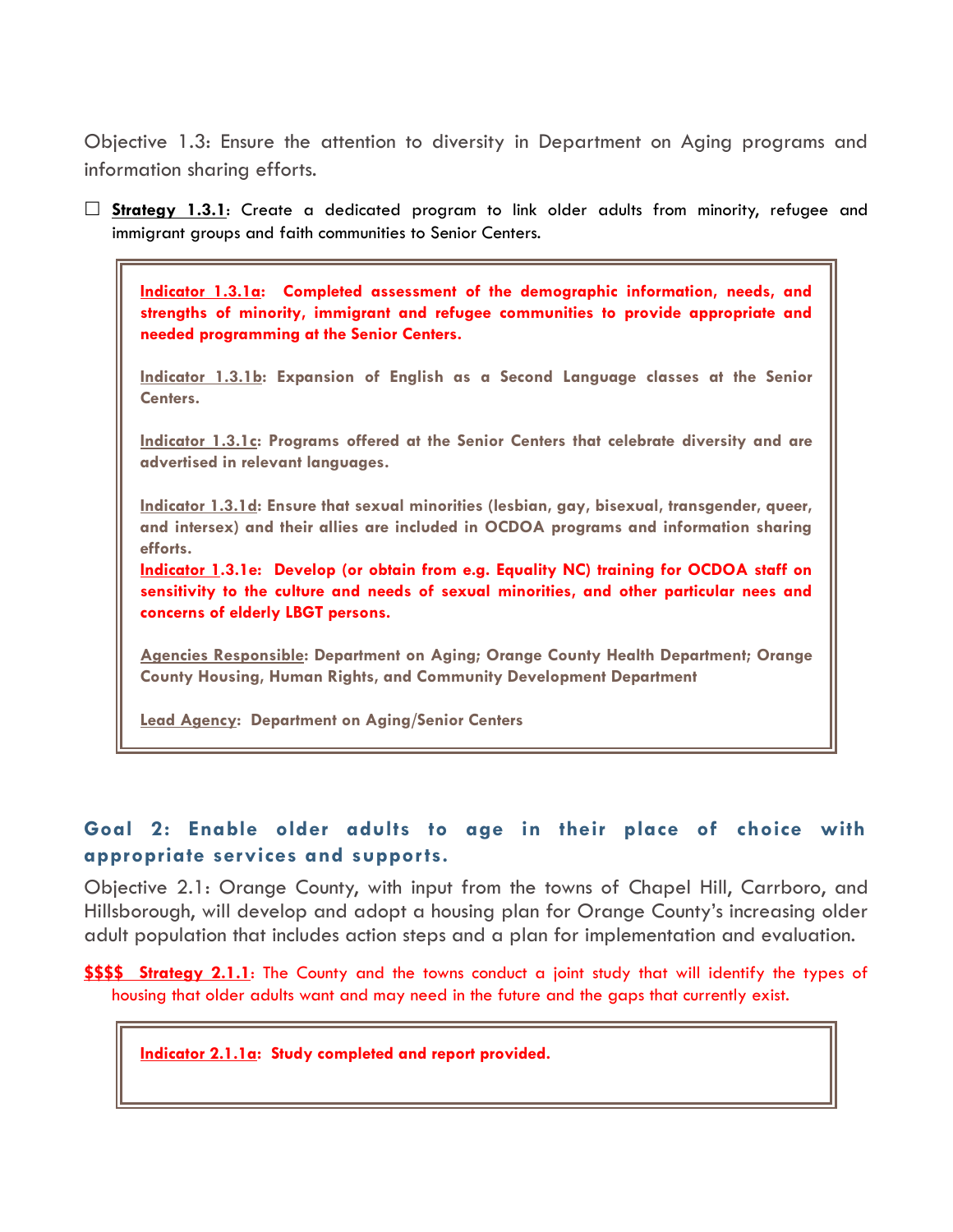Objective 1.3: Ensure the attention to diversity in Department on Aging programs and information sharing efforts.

☐ **Strategy 1.3.1**: Create a dedicated program to link older adults from minority, refugee and immigrant groups and faith communities to Senior Centers.

> **Indicator 1.3.1a: Completed assessment of the demographic information, needs, and strengths of minority, immigrant and refugee communities to provide appropriate and needed programming at the Senior Centers.**
>
> **Indicator 1.3.1b: Expansion of English as a Second Language classes at the Senior Centers.**
>
> **Indicator 1.3.1c: Programs offered at the Senior Centers that celebrate diversity and are advertised in relevant languages.**
>
> **Indicator 1.3.1d: Ensure that sexual minorities (lesbian, gay, bisexual, transgender, queer, and intersex) and their allies are included in OCDOA programs and information sharing efforts.**
> **Indicator 1.3.1e: Develop (or obtain from e.g. Equality NC) training for OCDOA staff on sensitivity to the culture and needs of sexual minorities, and other particular nees and concerns of elderly LBGT persons.**
>
> **Agencies Responsible: Department on Aging; Orange County Health Department; Orange County Housing, Human Rights, and Community Development Department**
>
> **Lead Agency: Department on Aging/Senior Centers**

## Goal 2: Enable older adults to age in their place of choice with appropriate services and supports.

Objective 2.1: Orange County, with input from the towns of Chapel Hill, Carrboro, and Hillsborough, will develop and adopt a housing plan for Orange County's increasing older adult population that includes action steps and a plan for implementation and evaluation.

**$$$$ Strategy 2.1.1**: The County and the towns conduct a joint study that will identify the types of housing that older adults want and may need in the future and the gaps that currently exist.

> **Indicator 2.1.1a: Study completed and report provided.**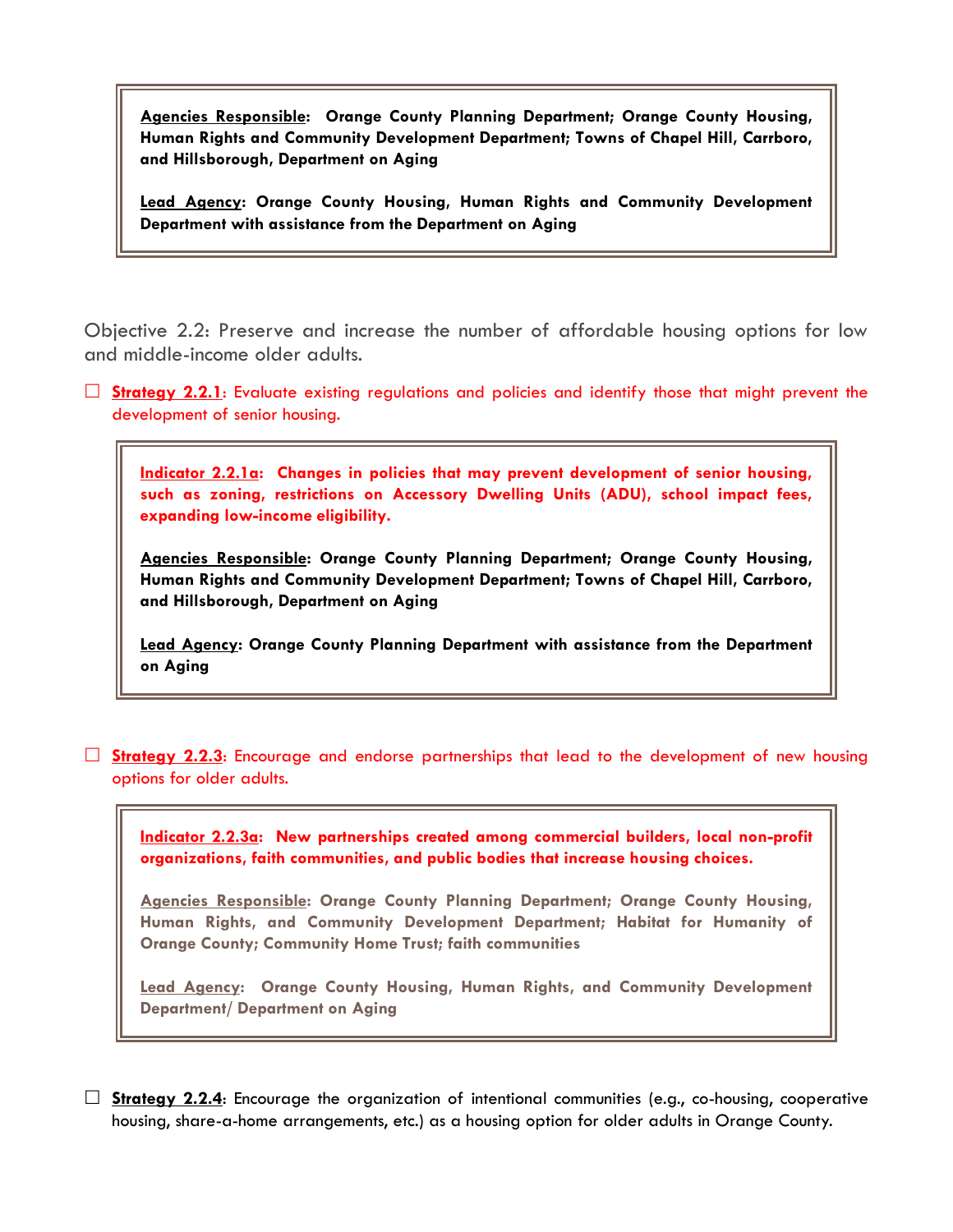> **<u>Agencies Responsible</u>: Orange County Planning Department; Orange County Housing, Human Rights and Community Development Department; Towns of Chapel Hill, Carrboro, and Hillsborough, Department on Aging**
>
> **<u>Lead Agency</u>: Orange County Housing, Human Rights and Community Development Department with assistance from the Department on Aging**

Objective 2.2: Preserve and increase the number of affordable housing options for low and middle-income older adults.

☐ **<u>Strategy 2.2.1</u>**: Evaluate existing regulations and policies and identify those that might prevent the development of senior housing.

> **<u>Indicator 2.2.1a</u>: Changes in policies that may prevent development of senior housing, such as zoning, restrictions on Accessory Dwelling Units (ADU), school impact fees, expanding low-income eligibility.**
>
> **<u>Agencies Responsible</u>: Orange County Planning Department; Orange County Housing, Human Rights and Community Development Department; Towns of Chapel Hill, Carrboro, and Hillsborough, Department on Aging**
>
> **<u>Lead Agency</u>: Orange County Planning Department with assistance from the Department on Aging**

☐ **<u>Strategy 2.2.3</u>**: Encourage and endorse partnerships that lead to the development of new housing options for older adults.

> **<u>Indicator 2.2.3a</u>: New partnerships created among commercial builders, local non-profit organizations, faith communities, and public bodies that increase housing choices.**
>
> **<u>Agencies Responsible</u>: Orange County Planning Department; Orange County Housing, Human Rights, and Community Development Department; Habitat for Humanity of Orange County; Community Home Trust; faith communities**
>
> **<u>Lead Agency</u>: Orange County Housing, Human Rights, and Community Development Department/ Department on Aging**

☐ **<u>Strategy 2.2.4</u>**: Encourage the organization of intentional communities (e.g., co-housing, cooperative housing, share-a-home arrangements, etc.) as a housing option for older adults in Orange County.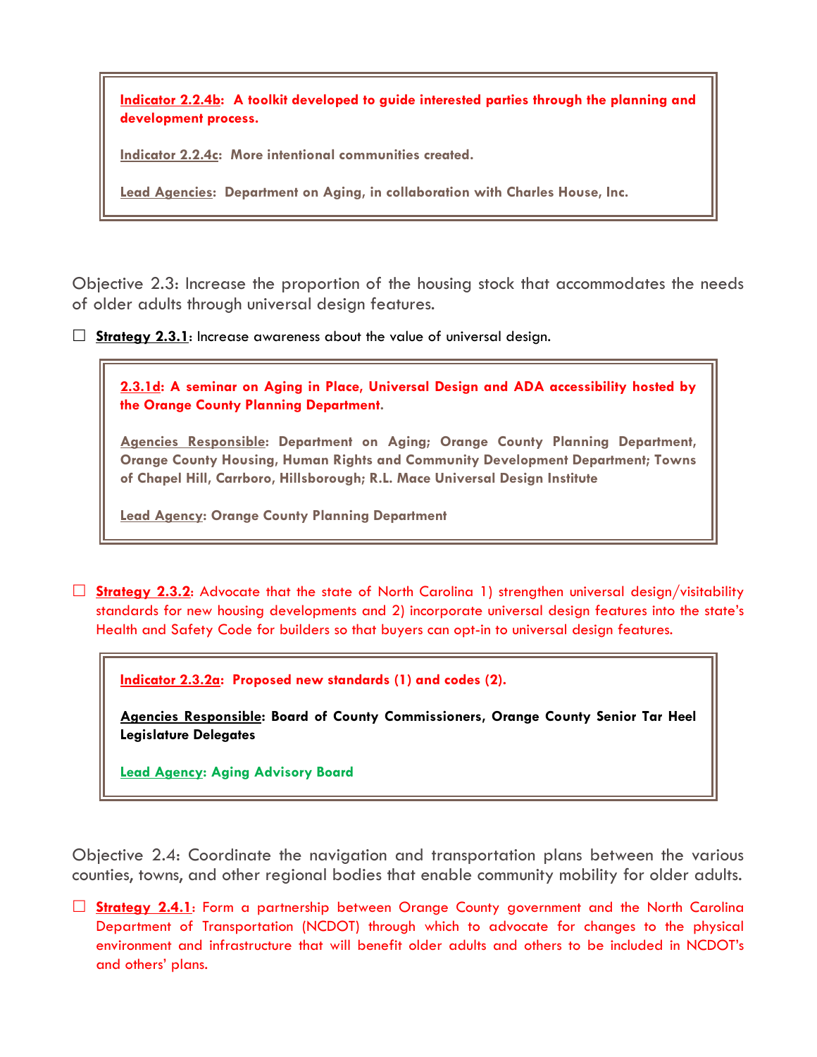> **Indicator 2.2.4b: A toolkit developed to guide interested parties through the planning and development process.**
>
> **Indicator 2.2.4c: More intentional communities created.**
>
> **Lead Agencies: Department on Aging, in collaboration with Charles House, Inc.**

Objective 2.3: Increase the proportion of the housing stock that accommodates the needs of older adults through universal design features.

☐ **Strategy 2.3.1**: Increase awareness about the value of universal design.

> **2.3.1d: A seminar on Aging in Place, Universal Design and ADA accessibility hosted by the Orange County Planning Department.**
>
> **Agencies Responsible: Department on Aging; Orange County Planning Department, Orange County Housing, Human Rights and Community Development Department; Towns of Chapel Hill, Carrboro, Hillsborough; R.L. Mace Universal Design Institute**
>
> **Lead Agency: Orange County Planning Department**

☐ **Strategy 2.3.2**: Advocate that the state of North Carolina 1) strengthen universal design/visitability standards for new housing developments and 2) incorporate universal design features into the state's Health and Safety Code for builders so that buyers can opt-in to universal design features.

> **Indicator 2.3.2a: Proposed new standards (1) and codes (2).**
>
> **Agencies Responsible: Board of County Commissioners, Orange County Senior Tar Heel Legislature Delegates**
>
> **Lead Agency: Aging Advisory Board**

Objective 2.4: Coordinate the navigation and transportation plans between the various counties, towns, and other regional bodies that enable community mobility for older adults.

☐ **Strategy 2.4.1**: Form a partnership between Orange County government and the North Carolina Department of Transportation (NCDOT) through which to advocate for changes to the physical environment and infrastructure that will benefit older adults and others to be included in NCDOT's and others' plans.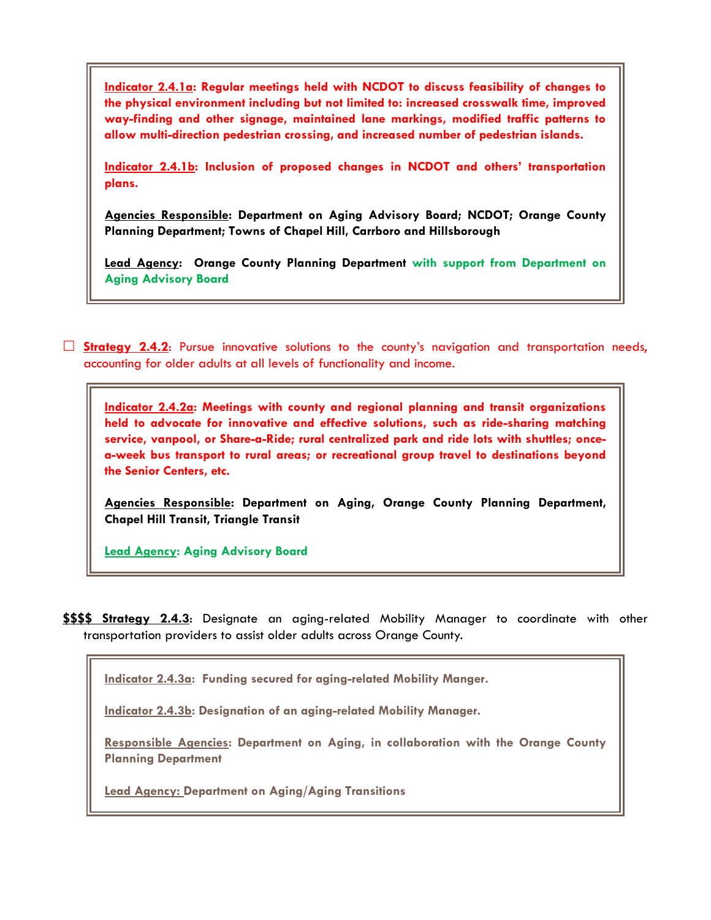**Indicator 2.4.1a: Regular meetings held with NCDOT to discuss feasibility of changes to the physical environment including but not limited to: increased crosswalk time, improved way-finding and other signage, maintained lane markings, modified traffic patterns to allow multi-direction pedestrian crossing, and increased number of pedestrian islands.**

**Indicator 2.4.1b: Inclusion of proposed changes in NCDOT and others' transportation plans.**

**Agencies Responsible: Department on Aging Advisory Board; NCDOT; Orange County Planning Department; Towns of Chapel Hill, Carrboro and Hillsborough**

**Lead Agency: Orange County Planning Department with support from Department on Aging Advisory Board**

☐ **Strategy 2.4.2**: Pursue innovative solutions to the county's navigation and transportation needs, accounting for older adults at all levels of functionality and income.

**Indicator 2.4.2a: Meetings with county and regional planning and transit organizations held to advocate for innovative and effective solutions, such as ride-sharing matching service, vanpool, or Share-a-Ride; rural centralized park and ride lots with shuttles; once-a-week bus transport to rural areas; or recreational group travel to destinations beyond the Senior Centers, etc.**

**Agencies Responsible: Department on Aging, Orange County Planning Department, Chapel Hill Transit, Triangle Transit**

**Lead Agency: Aging Advisory Board**

**$$$$ Strategy 2.4.3**: Designate an aging-related Mobility Manager to coordinate with other transportation providers to assist older adults across Orange County.

**Indicator 2.4.3a: Funding secured for aging-related Mobility Manger.**

**Indicator 2.4.3b: Designation of an aging-related Mobility Manager.**

**Responsible Agencies: Department on Aging, in collaboration with the Orange County Planning Department**

**Lead Agency: Department on Aging/Aging Transitions**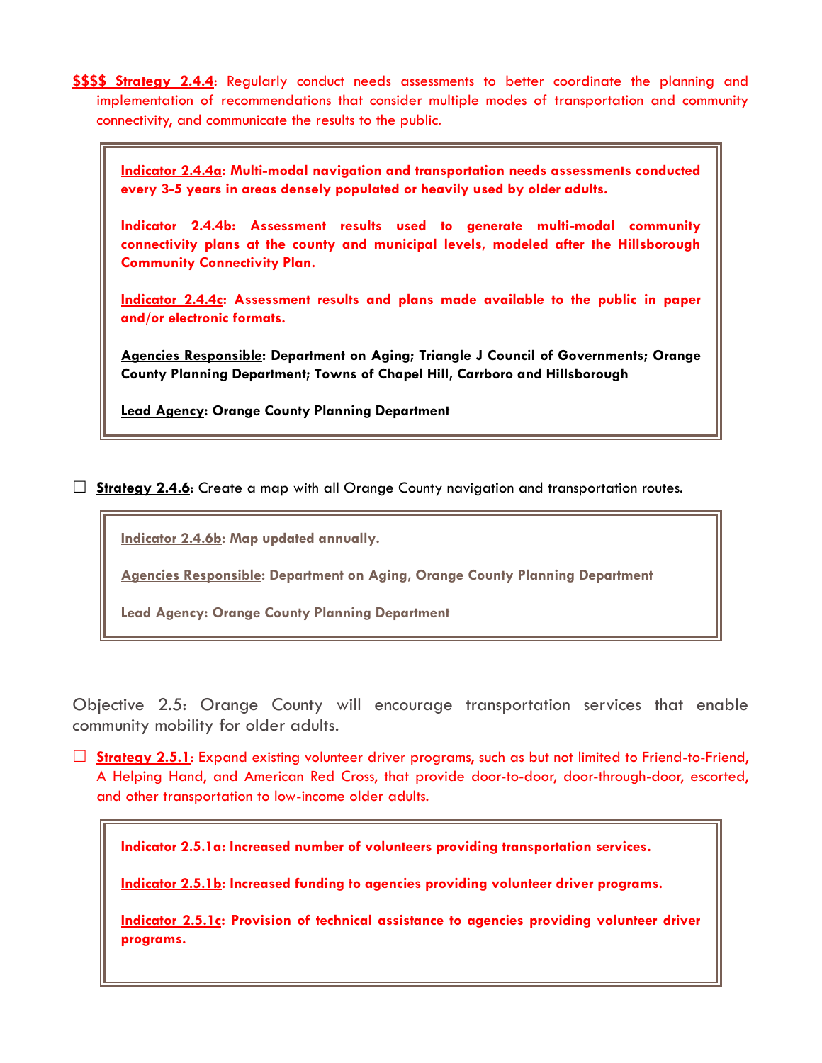**$$$$ Strategy 2.4.4**: Regularly conduct needs assessments to better coordinate the planning and implementation of recommendations that consider multiple modes of transportation and community connectivity, and communicate the results to the public.

> **Indicator 2.4.4a: Multi-modal navigation and transportation needs assessments conducted every 3-5 years in areas densely populated or heavily used by older adults.**
>
> **Indicator 2.4.4b: Assessment results used to generate multi-modal community connectivity plans at the county and municipal levels, modeled after the Hillsborough Community Connectivity Plan.**
>
> **Indicator 2.4.4c: Assessment results and plans made available to the public in paper and/or electronic formats.**
>
> **Agencies Responsible: Department on Aging; Triangle J Council of Governments; Orange County Planning Department; Towns of Chapel Hill, Carrboro and Hillsborough**
>
> **Lead Agency: Orange County Planning Department**

☐ **Strategy 2.4.6**: Create a map with all Orange County navigation and transportation routes.

> **Indicator 2.4.6b: Map updated annually.**
>
> **Agencies Responsible: Department on Aging, Orange County Planning Department**
>
> **Lead Agency: Orange County Planning Department**

Objective 2.5: Orange County will encourage transportation services that enable community mobility for older adults.

☐ **Strategy 2.5.1**: Expand existing volunteer driver programs, such as but not limited to Friend-to-Friend, A Helping Hand, and American Red Cross, that provide door-to-door, door-through-door, escorted, and other transportation to low-income older adults.

> **Indicator 2.5.1a: Increased number of volunteers providing transportation services.**
>
> **Indicator 2.5.1b: Increased funding to agencies providing volunteer driver programs.**
>
> **Indicator 2.5.1c: Provision of technical assistance to agencies providing volunteer driver programs.**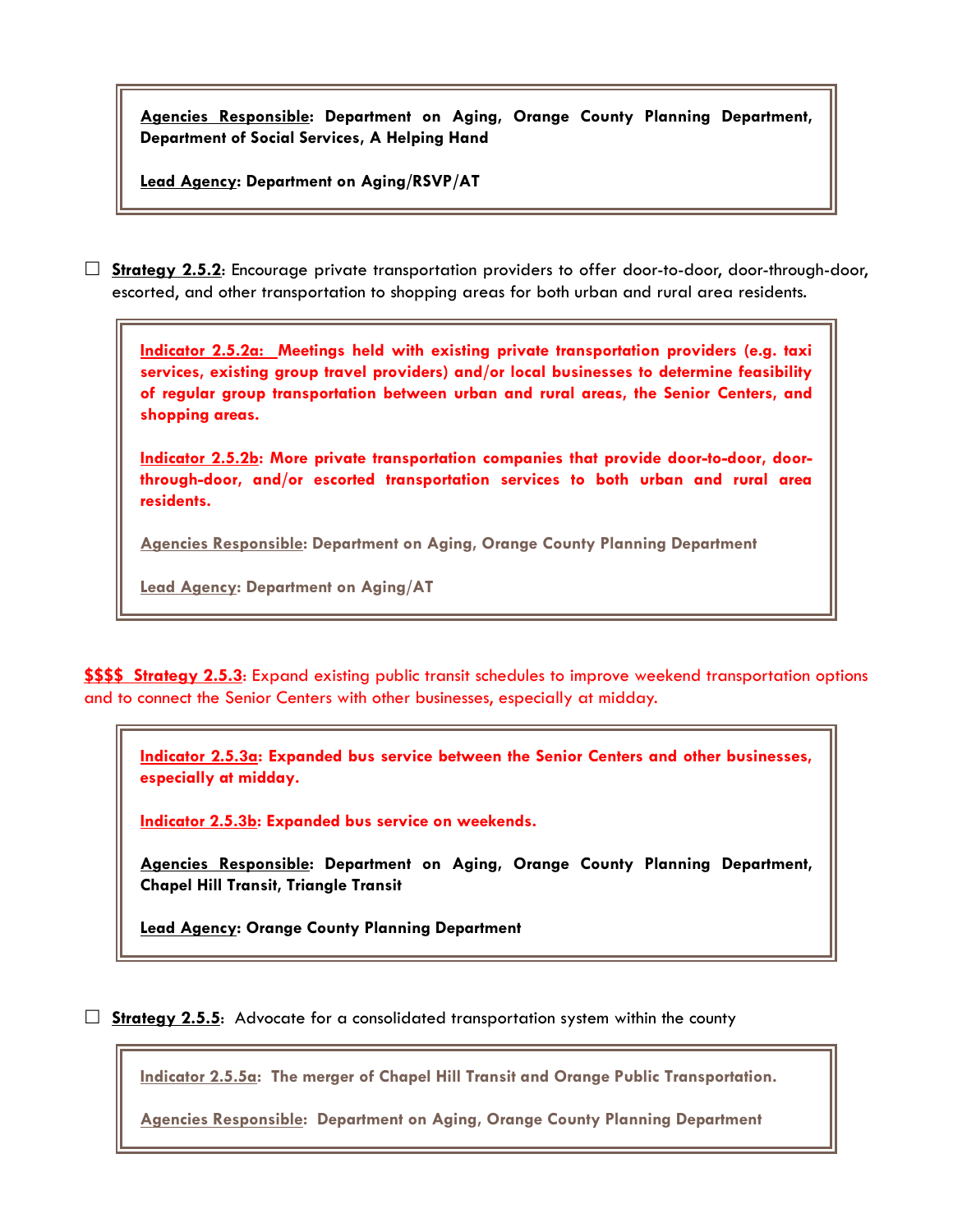**Agencies Responsible: Department on Aging, Orange County Planning Department, Department of Social Services, A Helping Hand**

**Lead Agency: Department on Aging/RSVP/AT**

☐ **Strategy 2.5.2**: Encourage private transportation providers to offer door-to-door, door-through-door, escorted, and other transportation to shopping areas for both urban and rural area residents.

**Indicator 2.5.2a: Meetings held with existing private transportation providers (e.g. taxi services, existing group travel providers) and/or local businesses to determine feasibility of regular group transportation between urban and rural areas, the Senior Centers, and shopping areas.**

**Indicator 2.5.2b: More private transportation companies that provide door-to-door, door-through-door, and/or escorted transportation services to both urban and rural area residents.**

**Agencies Responsible: Department on Aging, Orange County Planning Department**

**Lead Agency: Department on Aging/AT**

**$$$$ Strategy 2.5.3**: Expand existing public transit schedules to improve weekend transportation options and to connect the Senior Centers with other businesses, especially at midday.

**Indicator 2.5.3a: Expanded bus service between the Senior Centers and other businesses, especially at midday.**

**Indicator 2.5.3b: Expanded bus service on weekends.**

**Agencies Responsible: Department on Aging, Orange County Planning Department, Chapel Hill Transit, Triangle Transit**

**Lead Agency: Orange County Planning Department**

☐ **Strategy 2.5.5**: Advocate for a consolidated transportation system within the county

**Indicator 2.5.5a: The merger of Chapel Hill Transit and Orange Public Transportation.**

**Agencies Responsible: Department on Aging, Orange County Planning Department**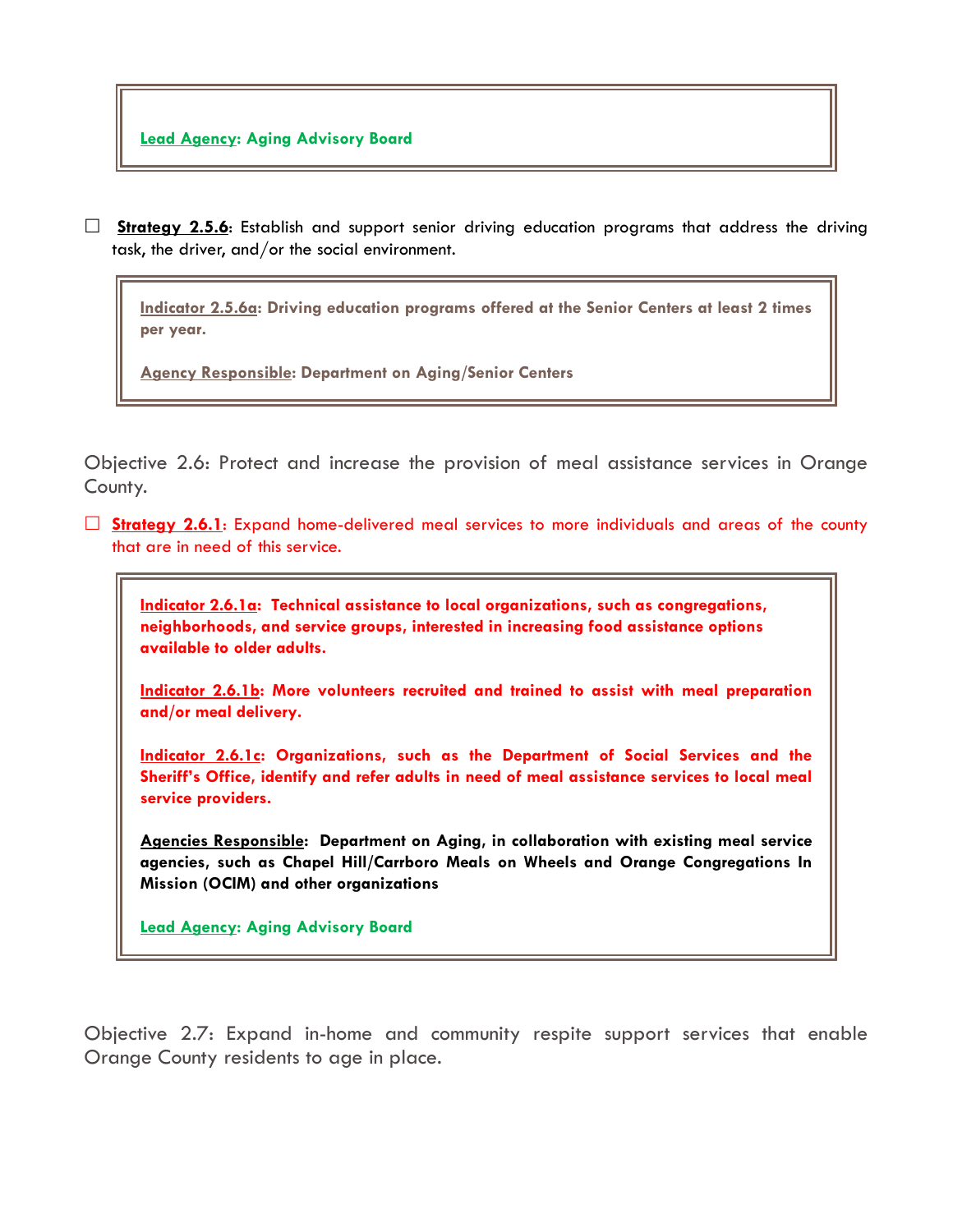**Lead Agency: Aging Advisory Board**

☐ **Strategy 2.5.6**: Establish and support senior driving education programs that address the driving task, the driver, and/or the social environment.

> **Indicator 2.5.6a: Driving education programs offered at the Senior Centers at least 2 times per year.**
>
> **Agency Responsible: Department on Aging/Senior Centers**

Objective 2.6: Protect and increase the provision of meal assistance services in Orange County.

☐ **Strategy 2.6.1**: Expand home-delivered meal services to more individuals and areas of the county that are in need of this service.

> **Indicator 2.6.1a: Technical assistance to local organizations, such as congregations, neighborhoods, and service groups, interested in increasing food assistance options available to older adults.**
>
> **Indicator 2.6.1b: More volunteers recruited and trained to assist with meal preparation and/or meal delivery.**
>
> **Indicator 2.6.1c: Organizations, such as the Department of Social Services and the Sheriff's Office, identify and refer adults in need of meal assistance services to local meal service providers.**
>
> **Agencies Responsible: Department on Aging, in collaboration with existing meal service agencies, such as Chapel Hill/Carrboro Meals on Wheels and Orange Congregations In Mission (OCIM) and other organizations**
>
> **Lead Agency: Aging Advisory Board**

Objective 2.7: Expand in-home and community respite support services that enable Orange County residents to age in place.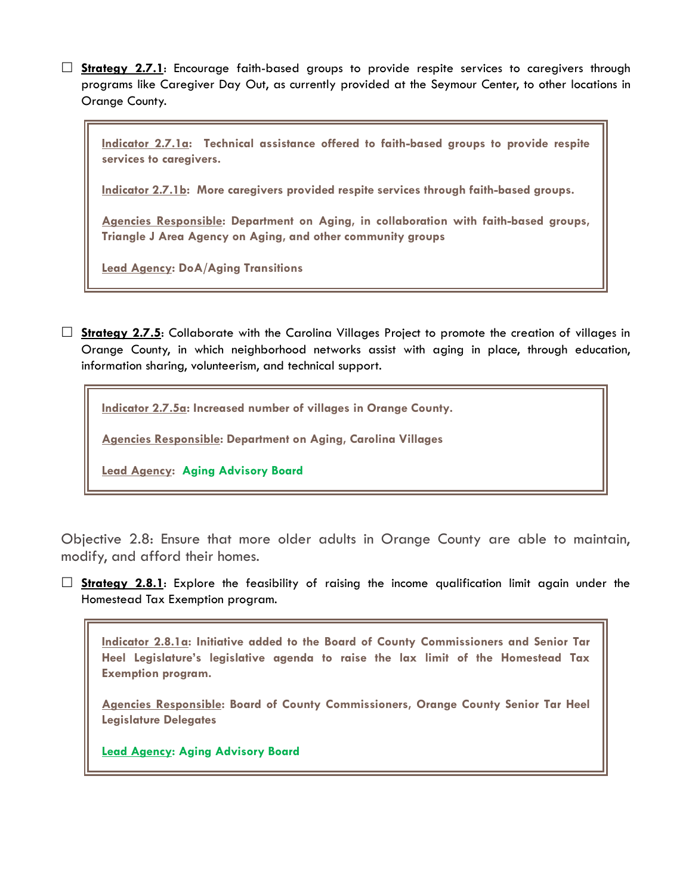☐ **Strategy 2.7.1**: Encourage faith-based groups to provide respite services to caregivers through programs like Caregiver Day Out, as currently provided at the Seymour Center, to other locations in Orange County.

> **Indicator 2.7.1a**: **Technical assistance offered to faith-based groups to provide respite services to caregivers.**
>
> **Indicator 2.7.1b**: **More caregivers provided respite services through faith-based groups.**
>
> **Agencies Responsible**: **Department on Aging, in collaboration with faith-based groups, Triangle J Area Agency on Aging, and other community groups**
>
> **Lead Agency**: **DoA/Aging Transitions**

☐ **Strategy 2.7.5**: Collaborate with the Carolina Villages Project to promote the creation of villages in Orange County, in which neighborhood networks assist with aging in place, through education, information sharing, volunteerism, and technical support.

> **Indicator 2.7.5a**: **Increased number of villages in Orange County.**
>
> **Agencies Responsible**: **Department on Aging, Carolina Villages**
>
> **Lead Agency**: **Aging Advisory Board**

## Objective 2.8: Ensure that more older adults in Orange County are able to maintain, modify, and afford their homes.

☐ **Strategy 2.8.1**: Explore the feasibility of raising the income qualification limit again under the Homestead Tax Exemption program.

> **Indicator 2.8.1a**: **Initiative added to the Board of County Commissioners and Senior Tar Heel Legislature's legislative agenda to raise the lax limit of the Homestead Tax Exemption program.**
>
> **Agencies Responsible**: **Board of County Commissioners, Orange County Senior Tar Heel Legislature Delegates**
>
> **Lead Agency**: **Aging Advisory Board**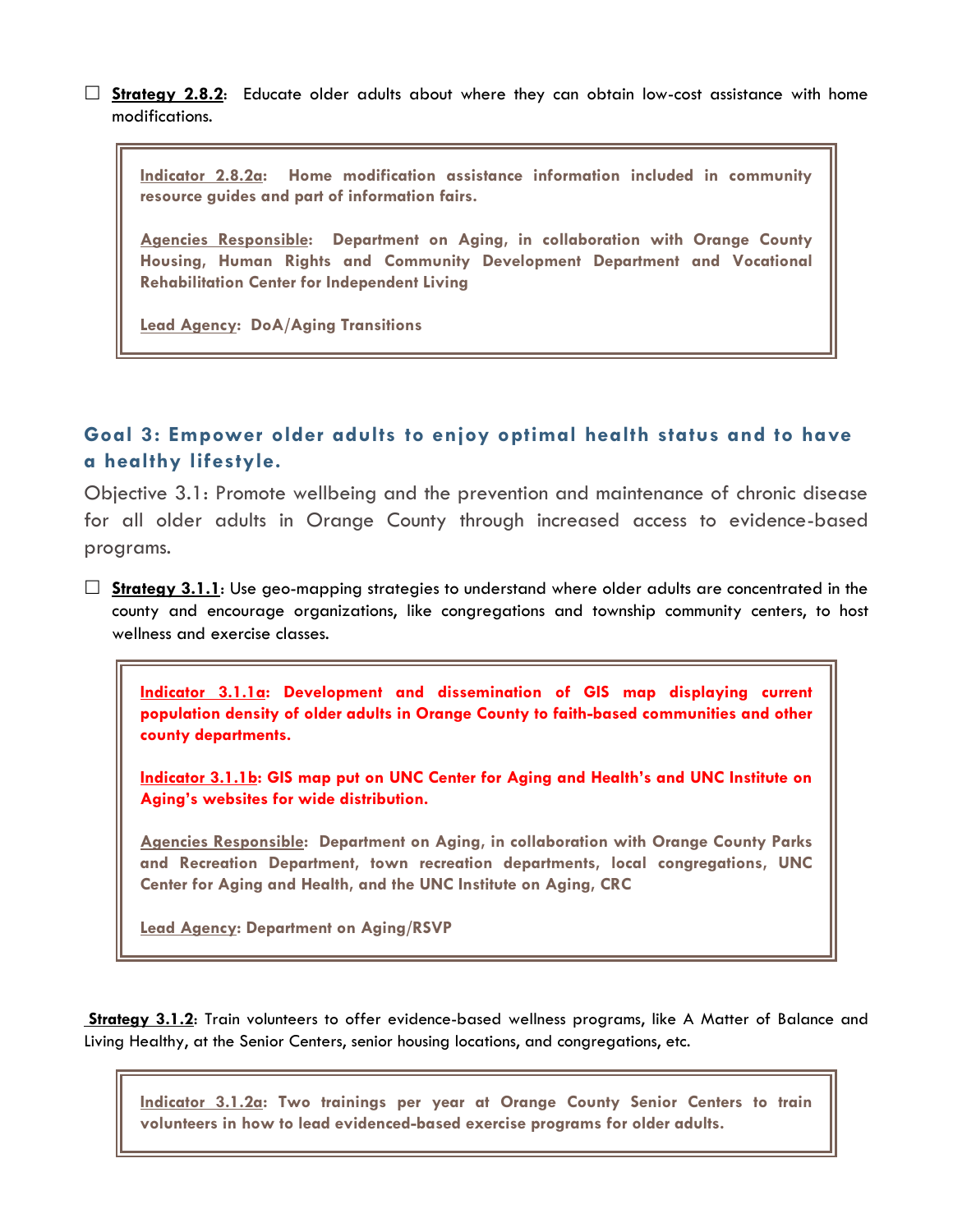☐ **Strategy 2.8.2**: Educate older adults about where they can obtain low-cost assistance with home modifications.

> **Indicator 2.8.2a: Home modification assistance information included in community resource guides and part of information fairs.**
>
> **Agencies Responsible: Department on Aging, in collaboration with Orange County Housing, Human Rights and Community Development Department and Vocational Rehabilitation Center for Independent Living**
>
> **Lead Agency: DoA/Aging Transitions**

## Goal 3: Empower older adults to enjoy optimal health status and to have a healthy lifestyle.

Objective 3.1: Promote wellbeing and the prevention and maintenance of chronic disease for all older adults in Orange County through increased access to evidence-based programs.

☐ **Strategy 3.1.1**: Use geo-mapping strategies to understand where older adults are concentrated in the county and encourage organizations, like congregations and township community centers, to host wellness and exercise classes.

> **Indicator 3.1.1a: Development and dissemination of GIS map displaying current population density of older adults in Orange County to faith-based communities and other county departments.**
>
> **Indicator 3.1.1b: GIS map put on UNC Center for Aging and Health's and UNC Institute on Aging's websites for wide distribution.**
>
> **Agencies Responsible: Department on Aging, in collaboration with Orange County Parks and Recreation Department, town recreation departments, local congregations, UNC Center for Aging and Health, and the UNC Institute on Aging, CRC**
>
> **Lead Agency: Department on Aging/RSVP**

**Strategy 3.1.2**: Train volunteers to offer evidence-based wellness programs, like A Matter of Balance and Living Healthy, at the Senior Centers, senior housing locations, and congregations, etc.

> **Indicator 3.1.2a: Two trainings per year at Orange County Senior Centers to train volunteers in how to lead evidenced-based exercise programs for older adults.**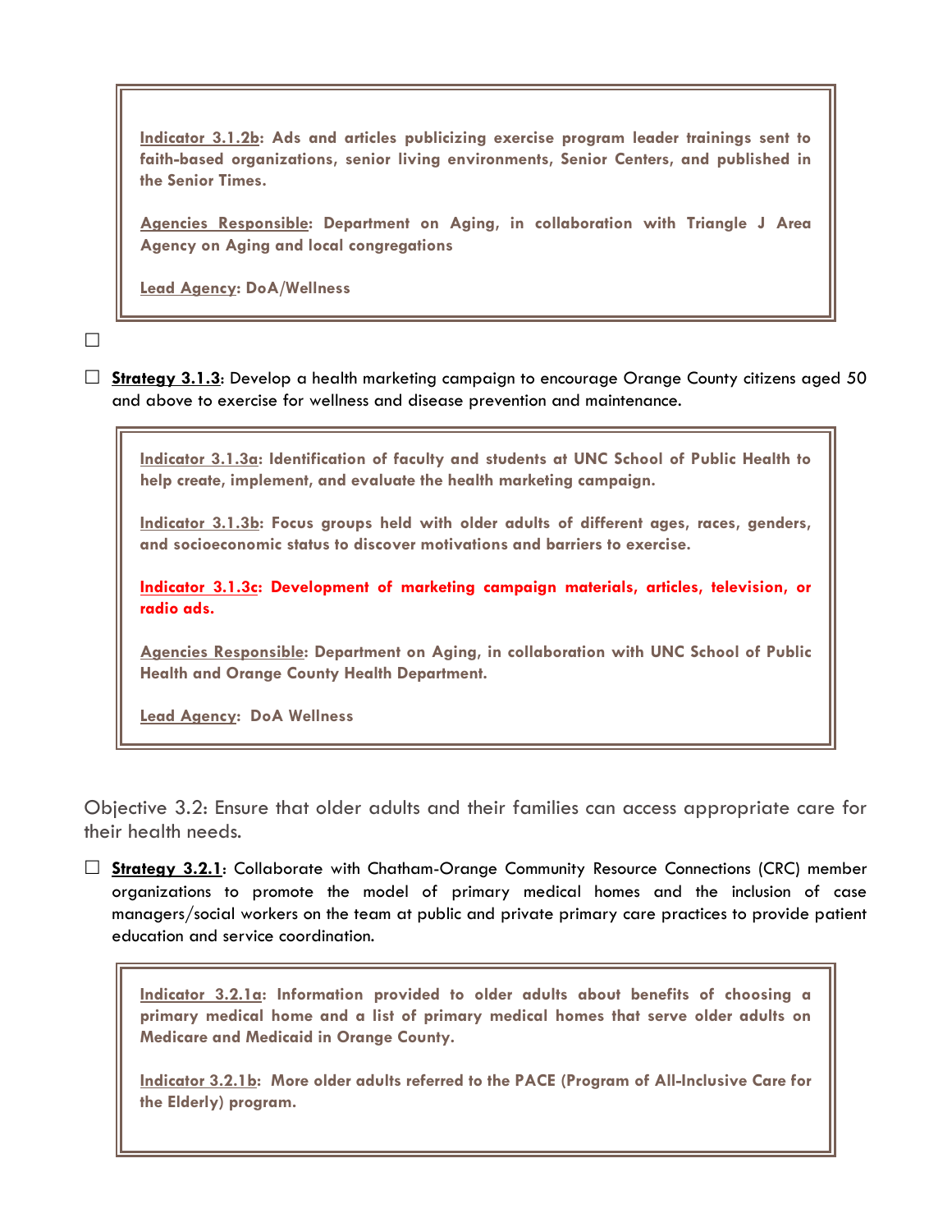**Indicator 3.1.2b: Ads and articles publicizing exercise program leader trainings sent to faith-based organizations, senior living environments, Senior Centers, and published in the Senior Times.**

**Agencies Responsible: Department on Aging, in collaboration with Triangle J Area Agency on Aging and local congregations**

**Lead Agency: DoA/Wellness**

☐

☐ **Strategy 3.1.3**: Develop a health marketing campaign to encourage Orange County citizens aged 50 and above to exercise for wellness and disease prevention and maintenance.

**Indicator 3.1.3a: Identification of faculty and students at UNC School of Public Health to help create, implement, and evaluate the health marketing campaign.**

**Indicator 3.1.3b: Focus groups held with older adults of different ages, races, genders, and socioeconomic status to discover motivations and barriers to exercise.**

**Indicator 3.1.3c: Development of marketing campaign materials, articles, television, or radio ads.**

**Agencies Responsible: Department on Aging, in collaboration with UNC School of Public Health and Orange County Health Department.**

**Lead Agency: DoA Wellness**

Objective 3.2: Ensure that older adults and their families can access appropriate care for their health needs.

☐ **Strategy 3.2.1**: Collaborate with Chatham-Orange Community Resource Connections (CRC) member organizations to promote the model of primary medical homes and the inclusion of case managers/social workers on the team at public and private primary care practices to provide patient education and service coordination.

**Indicator 3.2.1a: Information provided to older adults about benefits of choosing a primary medical home and a list of primary medical homes that serve older adults on Medicare and Medicaid in Orange County.**

**Indicator 3.2.1b: More older adults referred to the PACE (Program of All-Inclusive Care for the Elderly) program.**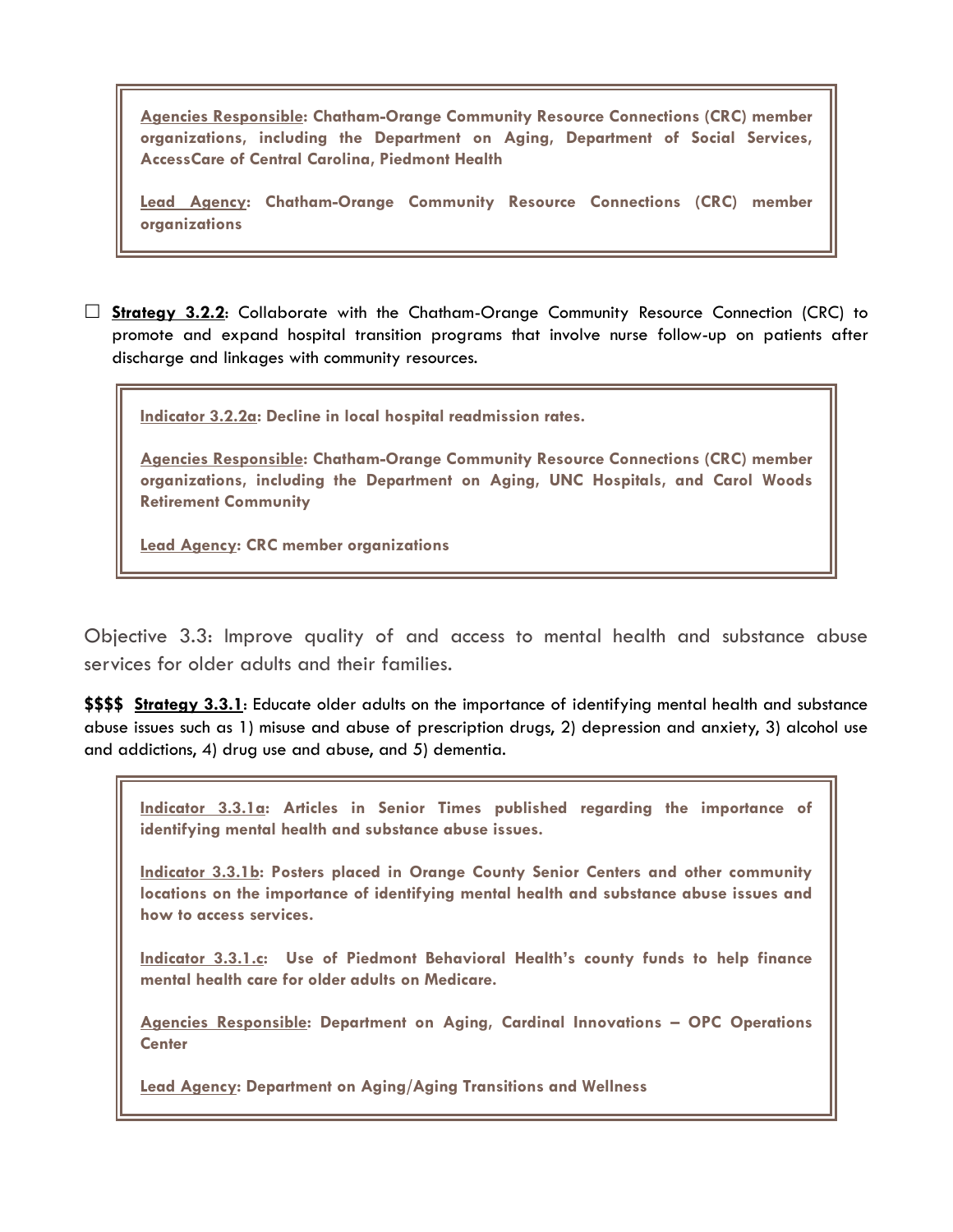**Agencies Responsible: Chatham-Orange Community Resource Connections (CRC) member organizations, including the Department on Aging, Department of Social Services, AccessCare of Central Carolina, Piedmont Health**

**Lead Agency: Chatham-Orange Community Resource Connections (CRC) member organizations**

☐ **Strategy 3.2.2**: Collaborate with the Chatham-Orange Community Resource Connection (CRC) to promote and expand hospital transition programs that involve nurse follow-up on patients after discharge and linkages with community resources.

**Indicator 3.2.2a: Decline in local hospital readmission rates.**

**Agencies Responsible: Chatham-Orange Community Resource Connections (CRC) member organizations, including the Department on Aging, UNC Hospitals, and Carol Woods Retirement Community**

**Lead Agency: CRC member organizations**

## Objective 3.3: Improve quality of and access to mental health and substance abuse services for older adults and their families.

**$$$$ Strategy 3.3.1**: Educate older adults on the importance of identifying mental health and substance abuse issues such as 1) misuse and abuse of prescription drugs, 2) depression and anxiety, 3) alcohol use and addictions, 4) drug use and abuse, and 5) dementia.

**Indicator 3.3.1a: Articles in Senior Times published regarding the importance of identifying mental health and substance abuse issues.**

**Indicator 3.3.1b: Posters placed in Orange County Senior Centers and other community locations on the importance of identifying mental health and substance abuse issues and how to access services.**

**Indicator 3.3.1.c: Use of Piedmont Behavioral Health's county funds to help finance mental health care for older adults on Medicare.**

**Agencies Responsible: Department on Aging, Cardinal Innovations – OPC Operations Center**

**Lead Agency: Department on Aging/Aging Transitions and Wellness**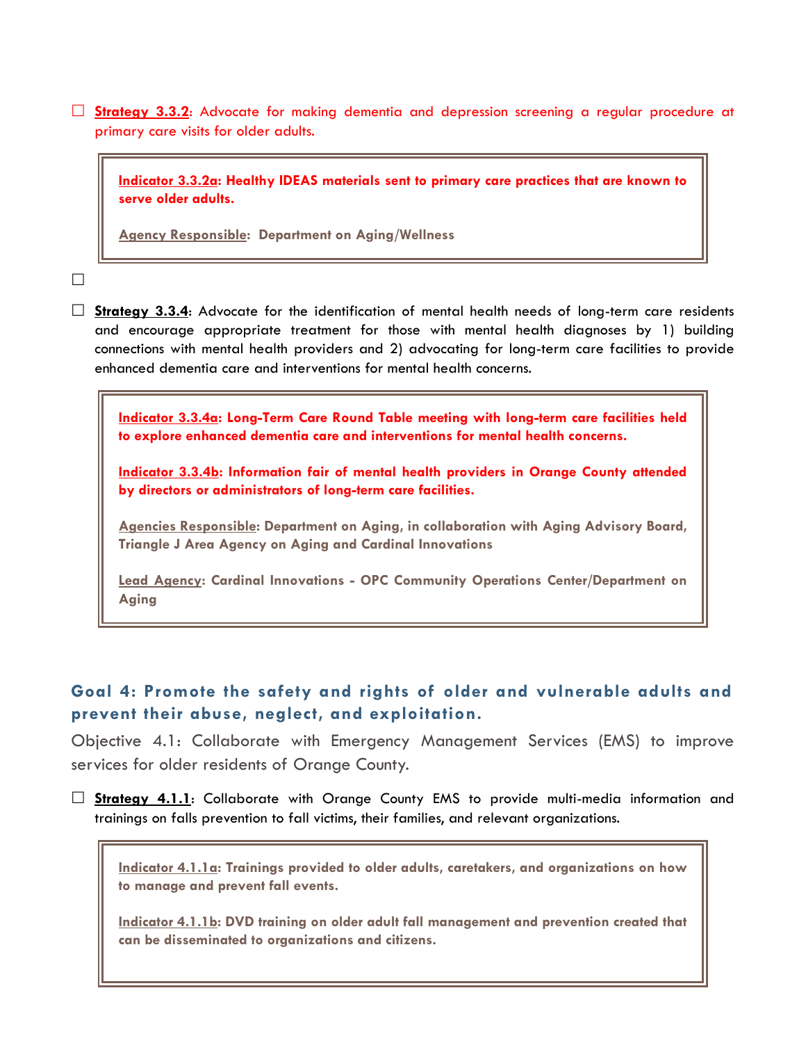☐ **Strategy 3.3.2**: Advocate for making dementia and depression screening a regular procedure at primary care visits for older adults.

> **Indicator 3.3.2a: Healthy IDEAS materials sent to primary care practices that are known to serve older adults.**
>
> **Agency Responsible: Department on Aging/Wellness**

☐

☐ **Strategy 3.3.4**: Advocate for the identification of mental health needs of long-term care residents and encourage appropriate treatment for those with mental health diagnoses by 1) building connections with mental health providers and 2) advocating for long-term care facilities to provide enhanced dementia care and interventions for mental health concerns.

> **Indicator 3.3.4a: Long-Term Care Round Table meeting with long-term care facilities held to explore enhanced dementia care and interventions for mental health concerns.**
>
> **Indicator 3.3.4b: Information fair of mental health providers in Orange County attended by directors or administrators of long-term care facilities.**
>
> **Agencies Responsible: Department on Aging, in collaboration with Aging Advisory Board, Triangle J Area Agency on Aging and Cardinal Innovations**
>
> **Lead Agency: Cardinal Innovations - OPC Community Operations Center/Department on Aging**

## Goal 4: Promote the safety and rights of older and vulnerable adults and prevent their abuse, neglect, and exploitation.

Objective 4.1: Collaborate with Emergency Management Services (EMS) to improve services for older residents of Orange County.

☐ **Strategy 4.1.1**: Collaborate with Orange County EMS to provide multi-media information and trainings on falls prevention to fall victims, their families, and relevant organizations.

> **Indicator 4.1.1a: Trainings provided to older adults, caretakers, and organizations on how to manage and prevent fall events.**
>
> **Indicator 4.1.1b: DVD training on older adult fall management and prevention created that can be disseminated to organizations and citizens.**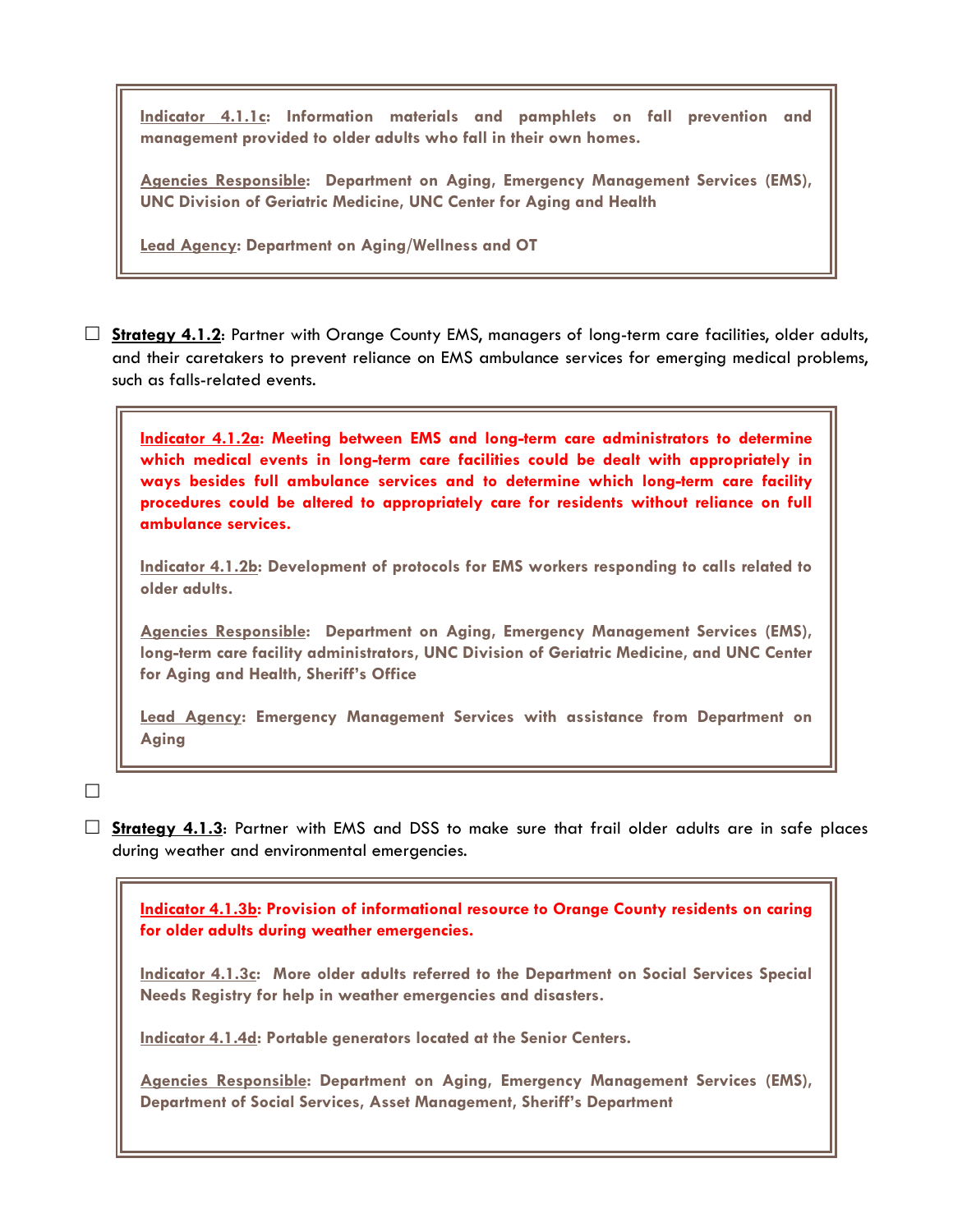**Indicator 4.1.1c: Information materials and pamphlets on fall prevention and management provided to older adults who fall in their own homes.**

**Agencies Responsible: Department on Aging, Emergency Management Services (EMS), UNC Division of Geriatric Medicine, UNC Center for Aging and Health**

**Lead Agency: Department on Aging/Wellness and OT**

☐ **Strategy 4.1.2**: Partner with Orange County EMS, managers of long-term care facilities, older adults, and their caretakers to prevent reliance on EMS ambulance services for emerging medical problems, such as falls-related events.

**Indicator 4.1.2a: Meeting between EMS and long-term care administrators to determine which medical events in long-term care facilities could be dealt with appropriately in ways besides full ambulance services and to determine which long-term care facility procedures could be altered to appropriately care for residents without reliance on full ambulance services.**

**Indicator 4.1.2b: Development of protocols for EMS workers responding to calls related to older adults.**

**Agencies Responsible: Department on Aging, Emergency Management Services (EMS), long-term care facility administrators, UNC Division of Geriatric Medicine, and UNC Center for Aging and Health, Sheriff's Office**

**Lead Agency: Emergency Management Services with assistance from Department on Aging**

☐

☐ **Strategy 4.1.3**: Partner with EMS and DSS to make sure that frail older adults are in safe places during weather and environmental emergencies.

**Indicator 4.1.3b: Provision of informational resource to Orange County residents on caring for older adults during weather emergencies.**

**Indicator 4.1.3c: More older adults referred to the Department on Social Services Special Needs Registry for help in weather emergencies and disasters.**

**Indicator 4.1.4d: Portable generators located at the Senior Centers.**

**Agencies Responsible: Department on Aging, Emergency Management Services (EMS), Department of Social Services, Asset Management, Sheriff's Department**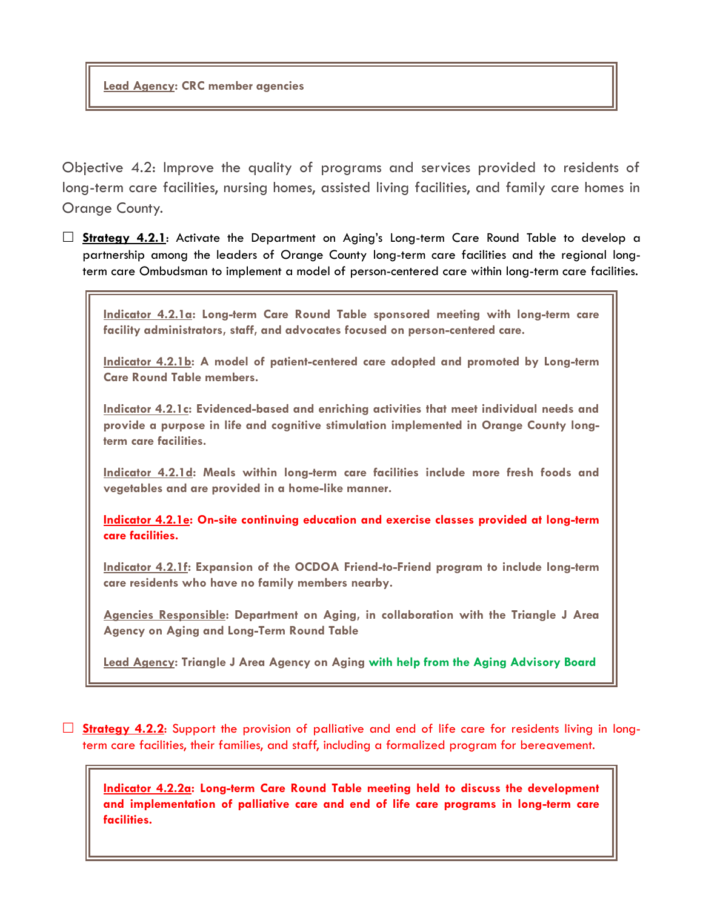**Lead Agency: CRC member agencies**

Objective 4.2: Improve the quality of programs and services provided to residents of long-term care facilities, nursing homes, assisted living facilities, and family care homes in Orange County.

☐ **Strategy 4.2.1**: Activate the Department on Aging's Long-term Care Round Table to develop a partnership among the leaders of Orange County long-term care facilities and the regional long-term care Ombudsman to implement a model of person-centered care within long-term care facilities.

> **Indicator 4.2.1a: Long-term Care Round Table sponsored meeting with long-term care facility administrators, staff, and advocates focused on person-centered care.**
>
> **Indicator 4.2.1b: A model of patient-centered care adopted and promoted by Long-term Care Round Table members.**
>
> **Indicator 4.2.1c: Evidenced-based and enriching activities that meet individual needs and provide a purpose in life and cognitive stimulation implemented in Orange County long-term care facilities.**
>
> **Indicator 4.2.1d: Meals within long-term care facilities include more fresh foods and vegetables and are provided in a home-like manner.**
>
> **Indicator 4.2.1e: On-site continuing education and exercise classes provided at long-term care facilities.**
>
> **Indicator 4.2.1f: Expansion of the OCDOA Friend-to-Friend program to include long-term care residents who have no family members nearby.**
>
> **Agencies Responsible: Department on Aging, in collaboration with the Triangle J Area Agency on Aging and Long-Term Round Table**
>
> **Lead Agency: Triangle J Area Agency on Aging with help from the Aging Advisory Board**

☐ **Strategy 4.2.2**: Support the provision of palliative and end of life care for residents living in long-term care facilities, their families, and staff, including a formalized program for bereavement.

> **Indicator 4.2.2a: Long-term Care Round Table meeting held to discuss the development and implementation of palliative care and end of life care programs in long-term care facilities.**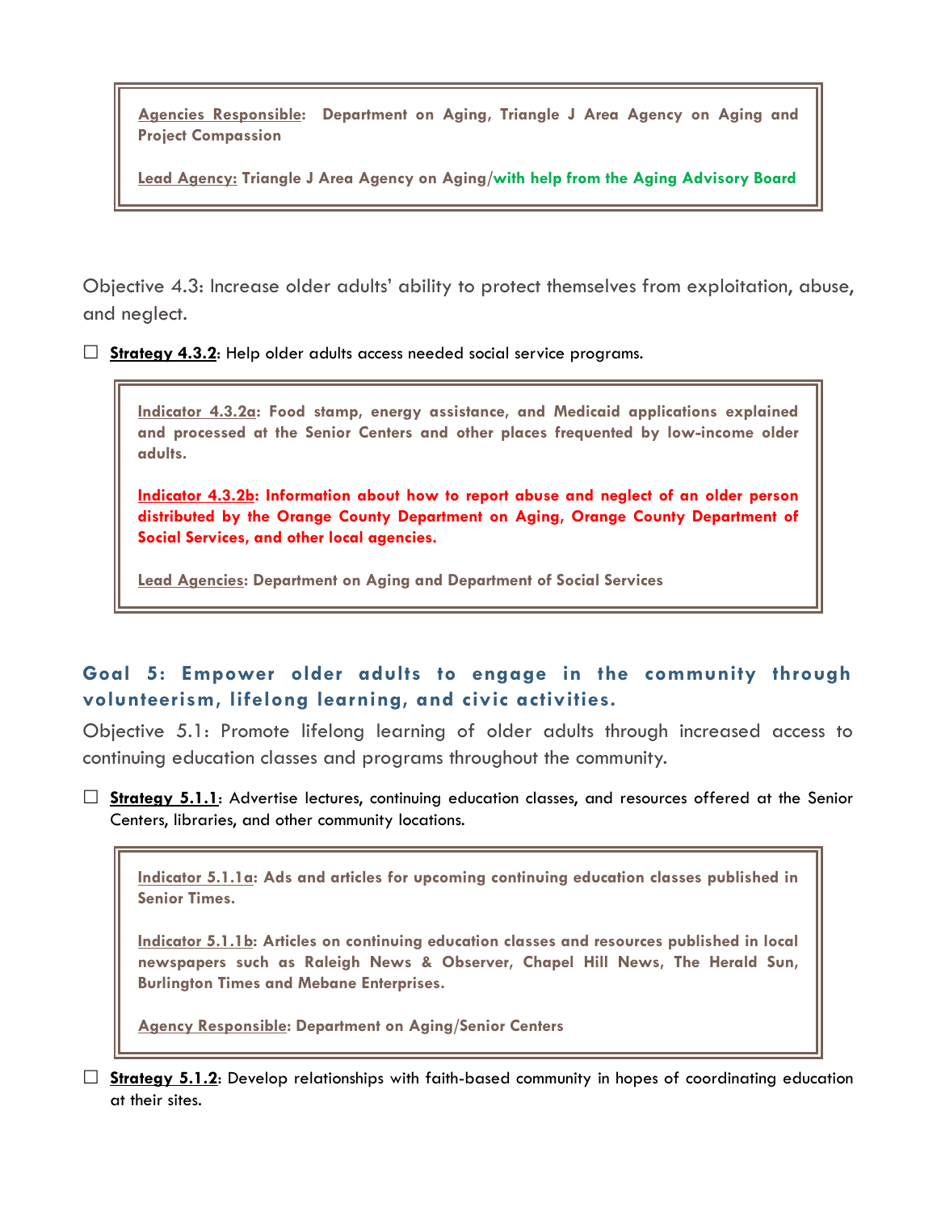> **Agencies Responsible: Department on Aging, Triangle J Area Agency on Aging and Project Compassion**
>
> **Lead Agency: Triangle J Area Agency on Aging/with help from the Aging Advisory Board**

Objective 4.3: Increase older adults' ability to protect themselves from exploitation, abuse, and neglect.

☐ **Strategy 4.3.2**: Help older adults access needed social service programs.

> **Indicator 4.3.2a: Food stamp, energy assistance, and Medicaid applications explained and processed at the Senior Centers and other places frequented by low-income older adults.**
>
> **Indicator 4.3.2b: Information about how to report abuse and neglect of an older person distributed by the Orange County Department on Aging, Orange County Department of Social Services, and other local agencies.**
>
> **Lead Agencies: Department on Aging and Department of Social Services**

## Goal 5: Empower older adults to engage in the community through volunteerism, lifelong learning, and civic activities.

Objective 5.1: Promote lifelong learning of older adults through increased access to continuing education classes and programs throughout the community.

☐ **Strategy 5.1.1**: Advertise lectures, continuing education classes, and resources offered at the Senior Centers, libraries, and other community locations.

> **Indicator 5.1.1a: Ads and articles for upcoming continuing education classes published in Senior Times.**
>
> **Indicator 5.1.1b: Articles on continuing education classes and resources published in local newspapers such as Raleigh News & Observer, Chapel Hill News, The Herald Sun, Burlington Times and Mebane Enterprises.**
>
> **Agency Responsible: Department on Aging/Senior Centers**

☐ **Strategy 5.1.2**: Develop relationships with faith-based community in hopes of coordinating education at their sites.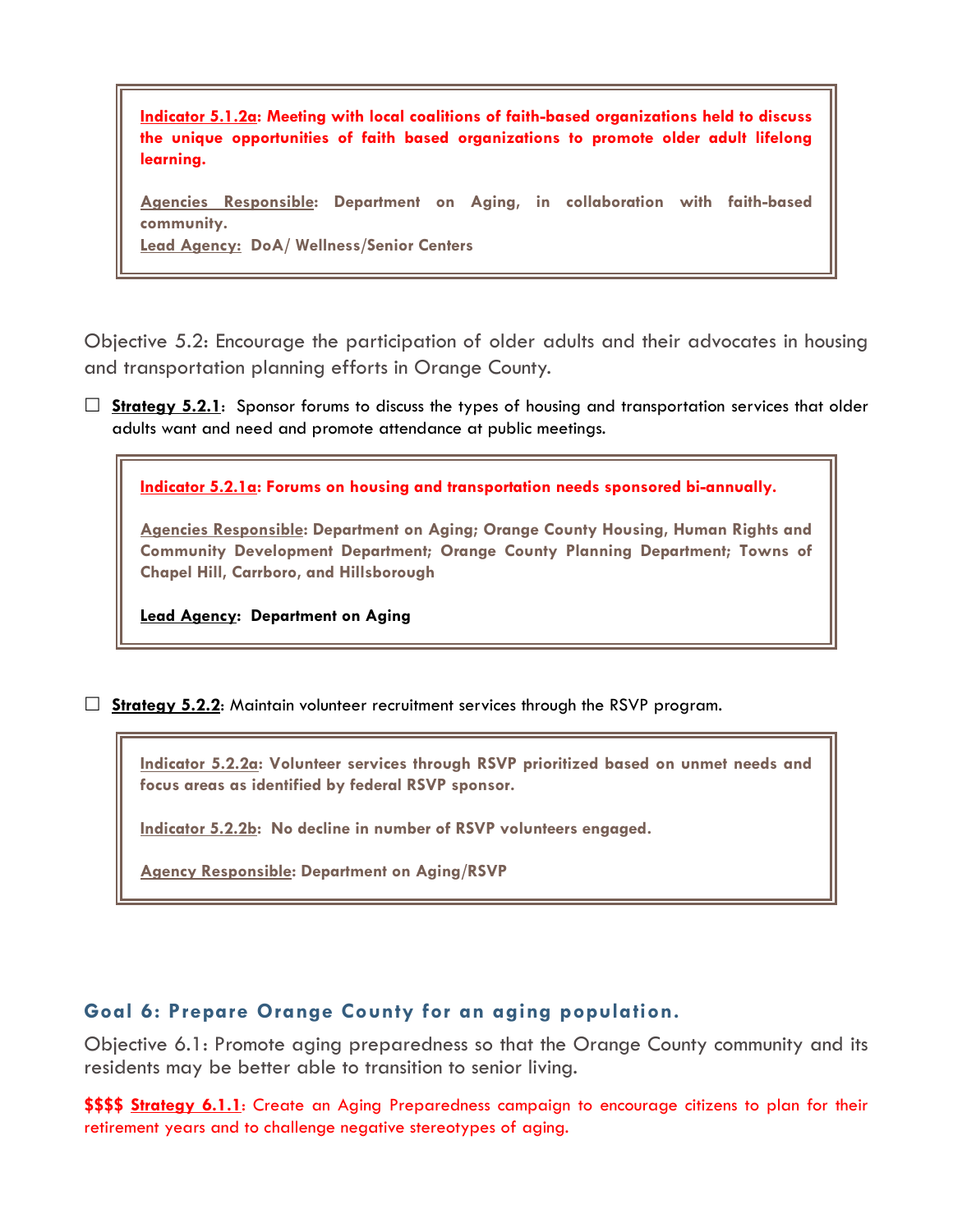**Indicator 5.1.2a: Meeting with local coalitions of faith-based organizations held to discuss the unique opportunities of faith based organizations to promote older adult lifelong learning.**

**Agencies Responsible: Department on Aging, in collaboration with faith-based community.**
**Lead Agency: DoA/ Wellness/Senior Centers**

Objective 5.2: Encourage the participation of older adults and their advocates in housing and transportation planning efforts in Orange County.

☐ **Strategy 5.2.1**: Sponsor forums to discuss the types of housing and transportation services that older adults want and need and promote attendance at public meetings.

**Indicator 5.2.1a: Forums on housing and transportation needs sponsored bi-annually.**

**Agencies Responsible: Department on Aging; Orange County Housing, Human Rights and Community Development Department; Orange County Planning Department; Towns of Chapel Hill, Carrboro, and Hillsborough**

**Lead Agency: Department on Aging**

☐ **Strategy 5.2.2**: Maintain volunteer recruitment services through the RSVP program.

**Indicator 5.2.2a: Volunteer services through RSVP prioritized based on unmet needs and focus areas as identified by federal RSVP sponsor.**

**Indicator 5.2.2b: No decline in number of RSVP volunteers engaged.**

**Agency Responsible: Department on Aging/RSVP**

## Goal 6: Prepare Orange County for an aging population.

Objective 6.1: Promote aging preparedness so that the Orange County community and its residents may be better able to transition to senior living.

**$$$$ Strategy 6.1.1**: Create an Aging Preparedness campaign to encourage citizens to plan for their retirement years and to challenge negative stereotypes of aging.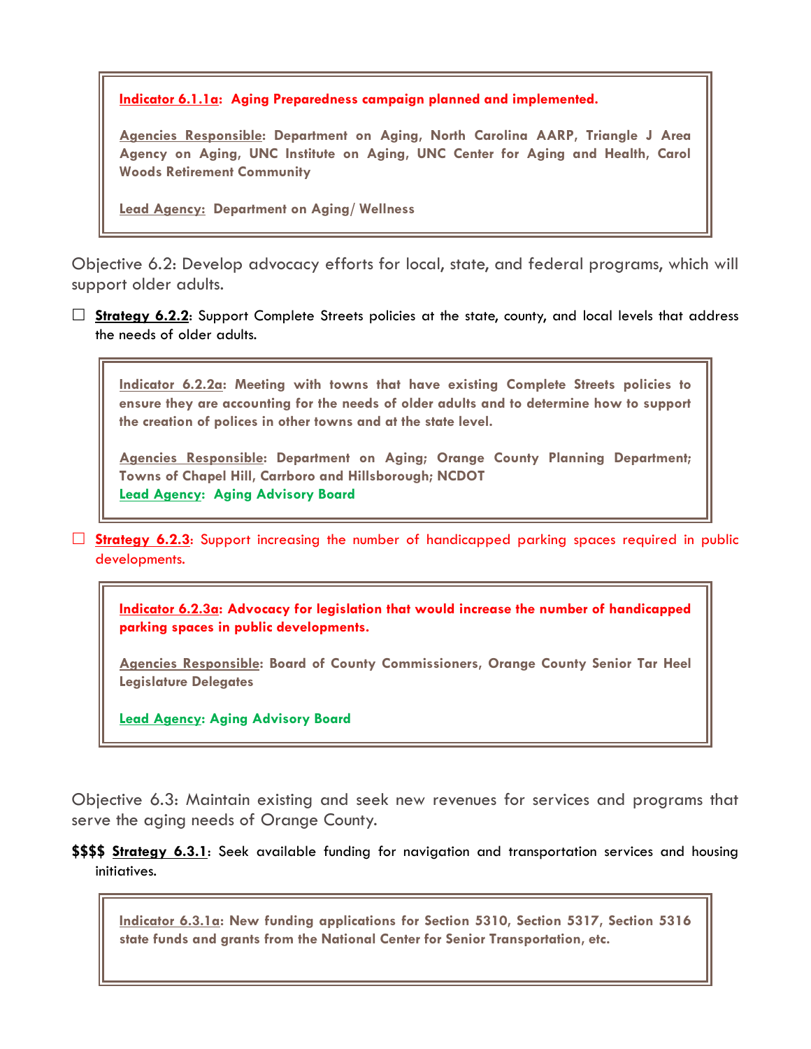> **Indicator 6.1.1a: Aging Preparedness campaign planned and implemented.**
>
> **Agencies Responsible: Department on Aging, North Carolina AARP, Triangle J Area Agency on Aging, UNC Institute on Aging, UNC Center for Aging and Health, Carol Woods Retirement Community**
>
> **Lead Agency: Department on Aging/ Wellness**

Objective 6.2: Develop advocacy efforts for local, state, and federal programs, which will support older adults.

☐ **Strategy 6.2.2**: Support Complete Streets policies at the state, county, and local levels that address the needs of older adults.

> **Indicator 6.2.2a: Meeting with towns that have existing Complete Streets policies to ensure they are accounting for the needs of older adults and to determine how to support the creation of polices in other towns and at the state level.**
>
> **Agencies Responsible: Department on Aging; Orange County Planning Department; Towns of Chapel Hill, Carrboro and Hillsborough; NCDOT**
> **Lead Agency: Aging Advisory Board**

☐ **Strategy 6.2.3**: Support increasing the number of handicapped parking spaces required in public developments.

> **Indicator 6.2.3a: Advocacy for legislation that would increase the number of handicapped parking spaces in public developments.**
>
> **Agencies Responsible: Board of County Commissioners, Orange County Senior Tar Heel Legislature Delegates**
>
> **Lead Agency: Aging Advisory Board**

Objective 6.3: Maintain existing and seek new revenues for services and programs that serve the aging needs of Orange County.

**$$$$ Strategy 6.3.1**: Seek available funding for navigation and transportation services and housing initiatives.

> **Indicator 6.3.1a: New funding applications for Section 5310, Section 5317, Section 5316 state funds and grants from the National Center for Senior Transportation, etc.**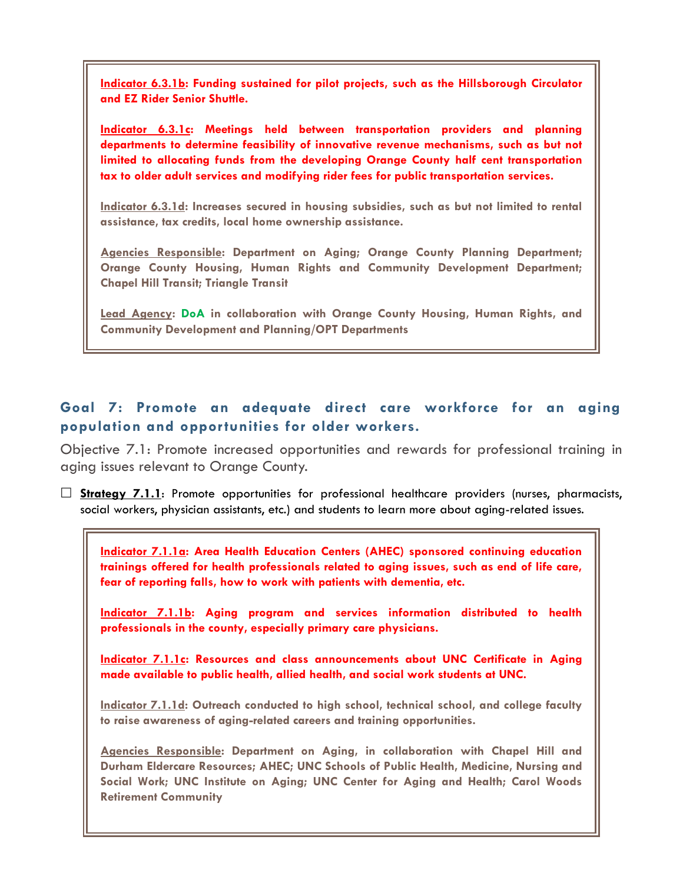**Indicator 6.3.1b: Funding sustained for pilot projects, such as the Hillsborough Circulator and EZ Rider Senior Shuttle.**

**Indicator 6.3.1c: Meetings held between transportation providers and planning departments to determine feasibility of innovative revenue mechanisms, such as but not limited to allocating funds from the developing Orange County half cent transportation tax to older adult services and modifying rider fees for public transportation services.**

**Indicator 6.3.1d: Increases secured in housing subsidies, such as but not limited to rental assistance, tax credits, local home ownership assistance.**

**Agencies Responsible: Department on Aging; Orange County Planning Department; Orange County Housing, Human Rights and Community Development Department; Chapel Hill Transit; Triangle Transit**

**Lead Agency: DoA in collaboration with Orange County Housing, Human Rights, and Community Development and Planning/OPT Departments**

## Goal 7: Promote an adequate direct care workforce for an aging population and opportunities for older workers.

Objective 7.1: Promote increased opportunities and rewards for professional training in aging issues relevant to Orange County.

☐ **Strategy 7.1.1**: Promote opportunities for professional healthcare providers (nurses, pharmacists, social workers, physician assistants, etc.) and students to learn more about aging-related issues.

**Indicator 7.1.1a: Area Health Education Centers (AHEC) sponsored continuing education trainings offered for health professionals related to aging issues, such as end of life care, fear of reporting falls, how to work with patients with dementia, etc.**

**Indicator 7.1.1b: Aging program and services information distributed to health professionals in the county, especially primary care physicians.**

**Indicator 7.1.1c: Resources and class announcements about UNC Certificate in Aging made available to public health, allied health, and social work students at UNC.**

**Indicator 7.1.1d: Outreach conducted to high school, technical school, and college faculty to raise awareness of aging-related careers and training opportunities.**

**Agencies Responsible: Department on Aging, in collaboration with Chapel Hill and Durham Eldercare Resources; AHEC; UNC Schools of Public Health, Medicine, Nursing and Social Work; UNC Institute on Aging; UNC Center for Aging and Health; Carol Woods Retirement Community**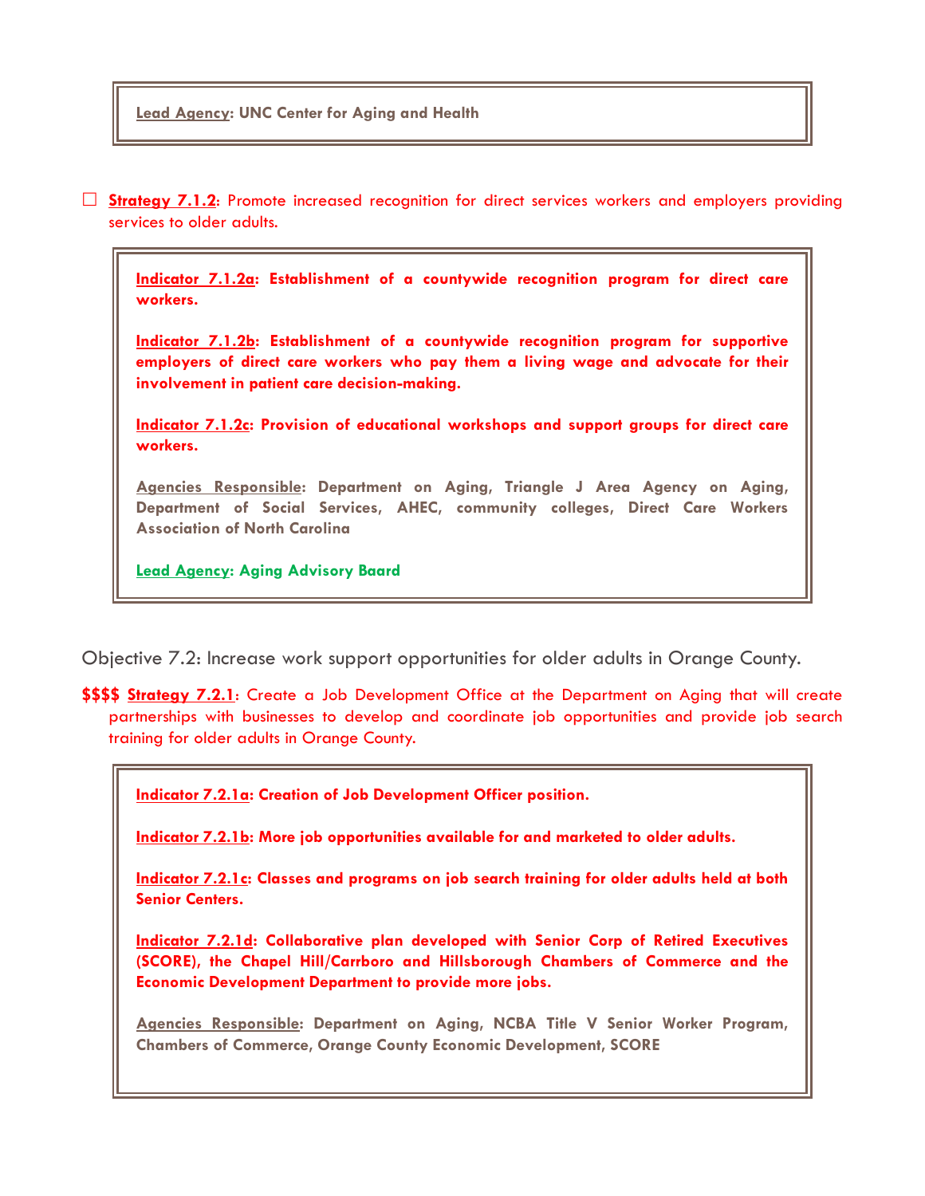**Lead Agency: UNC Center for Aging and Health**

☐ **Strategy 7.1.2**: Promote increased recognition for direct services workers and employers providing services to older adults.

> **Indicator 7.1.2a: Establishment of a countywide recognition program for direct care workers.**
>
> **Indicator 7.1.2b: Establishment of a countywide recognition program for supportive employers of direct care workers who pay them a living wage and advocate for their involvement in patient care decision-making.**
>
> **Indicator 7.1.2c: Provision of educational workshops and support groups for direct care workers.**
>
> **Agencies Responsible: Department on Aging, Triangle J Area Agency on Aging, Department of Social Services, AHEC, community colleges, Direct Care Workers Association of North Carolina**
>
> **Lead Agency: Aging Advisory Baard**

Objective 7.2: Increase work support opportunities for older adults in Orange County.

**$$$$ Strategy 7.2.1**: Create a Job Development Office at the Department on Aging that will create partnerships with businesses to develop and coordinate job opportunities and provide job search training for older adults in Orange County.

> **Indicator 7.2.1a: Creation of Job Development Officer position.**
>
> **Indicator 7.2.1b: More job opportunities available for and marketed to older adults.**
>
> **Indicator 7.2.1c: Classes and programs on job search training for older adults held at both Senior Centers.**
>
> **Indicator 7.2.1d: Collaborative plan developed with Senior Corp of Retired Executives (SCORE), the Chapel Hill/Carrboro and Hillsborough Chambers of Commerce and the Economic Development Department to provide more jobs.**
>
> **Agencies Responsible: Department on Aging, NCBA Title V Senior Worker Program, Chambers of Commerce, Orange County Economic Development, SCORE**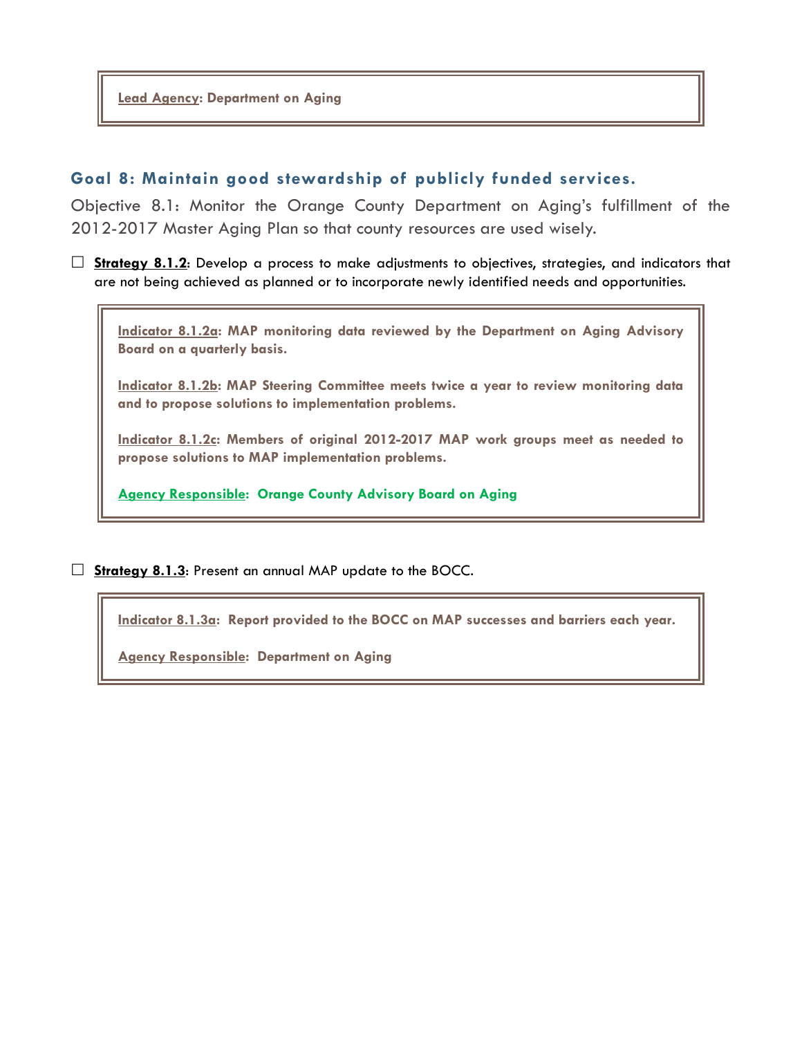**Lead Agency: Department on Aging**

## Goal 8: Maintain good stewardship of publicly funded services.

Objective 8.1: Monitor the Orange County Department on Aging's fulfillment of the 2012-2017 Master Aging Plan so that county resources are used wisely.

☐ **Strategy 8.1.2**: Develop a process to make adjustments to objectives, strategies, and indicators that are not being achieved as planned or to incorporate newly identified needs and opportunities.

> **Indicator 8.1.2a: MAP monitoring data reviewed by the Department on Aging Advisory Board on a quarterly basis.**
>
> **Indicator 8.1.2b: MAP Steering Committee meets twice a year to review monitoring data and to propose solutions to implementation problems.**
>
> **Indicator 8.1.2c: Members of original 2012-2017 MAP work groups meet as needed to propose solutions to MAP implementation problems.**
>
> **Agency Responsible: Orange County Advisory Board on Aging**

☐ **Strategy 8.1.3**: Present an annual MAP update to the BOCC.

> **Indicator 8.1.3a: Report provided to the BOCC on MAP successes and barriers each year.**
>
> **Agency Responsible: Department on Aging**